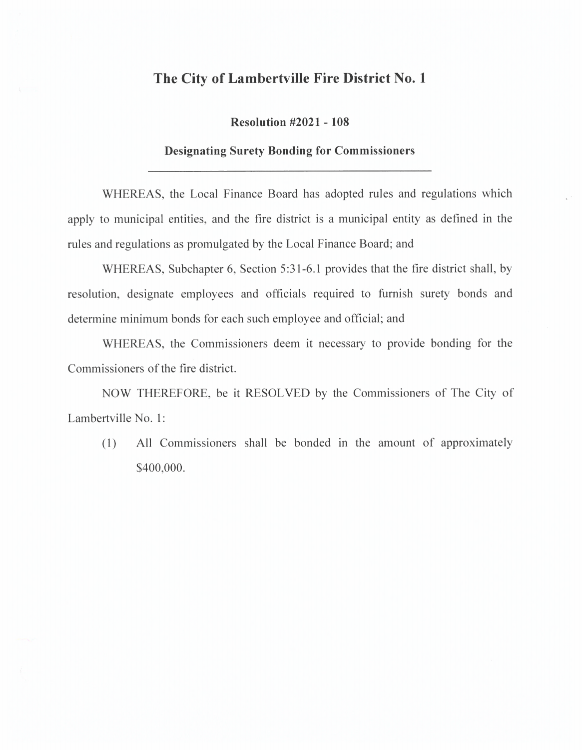# The City of Lambertville Fire District No. 1

## Resolution #2021 - 108

## Designating Surety Bonding for Commissioners

---

WHEREAS, the Local Finance Board has adopted rules and regulations which apply to municipal entities, and the fire district is a municipal entity as defined in the rules and regulations as promulgated by the Local Finance Board; and

WHEREAS, Subchapter 6, Section 5:31-6.1 provides that the fire district shall, by resolution, designate employees and officials required to furnish surety bonds and determine minimum bonds for each such employee and official; and

WHEREAS, the Commissioners deem it necessary to provide bonding for the Commissioners of the fire district.

NOW THEREFORE, be it RESOLVED by the Commissioners of The City of Lambertville No. 1:

(1) All Commissioners shall be bonded in the amount of approximately $400,000.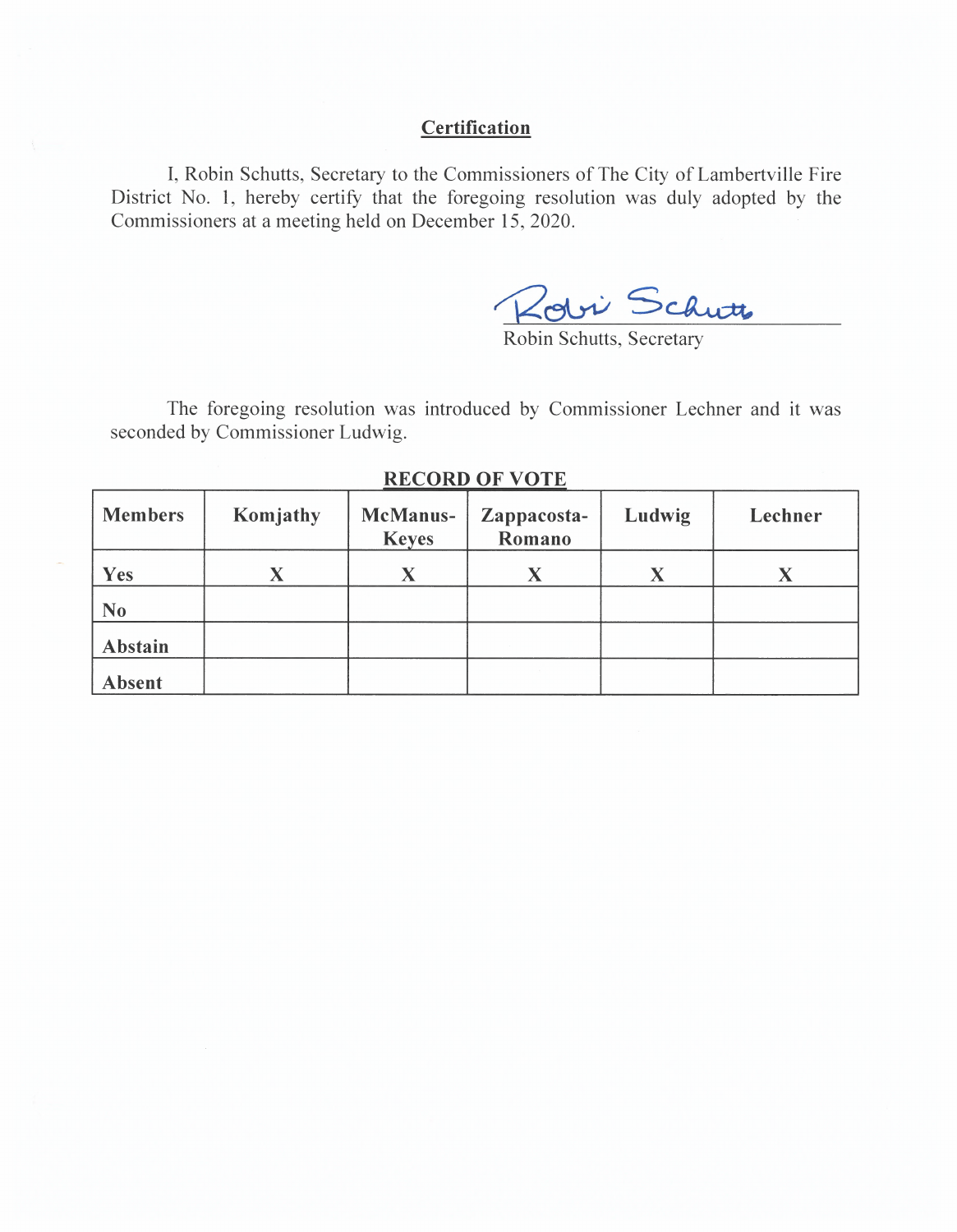## Certification

I, Robin Schutts, Secretary to the Commissioners of The City of Lambertville Fire District No. 1, hereby certify that the foregoing resolution was duly adopted by the Commissioners at a meeting held on December 15, 2020.

Robin Schutts

Robin Schutts, Secretary

The foregoing resolution was introduced by Commissioner Lechner and it was seconded by Commissioner Ludwig.

**RECORD OF VOTE**

| Members | Komjathy | McManus-Keyes | Zappacosta-Romano | Ludwig | Lechner |
|---|---|---|---|---|---|
| Yes | X | X | X | X | X |
| No | | | | | |
| Abstain | | | | | |
| Absent | | | | | |